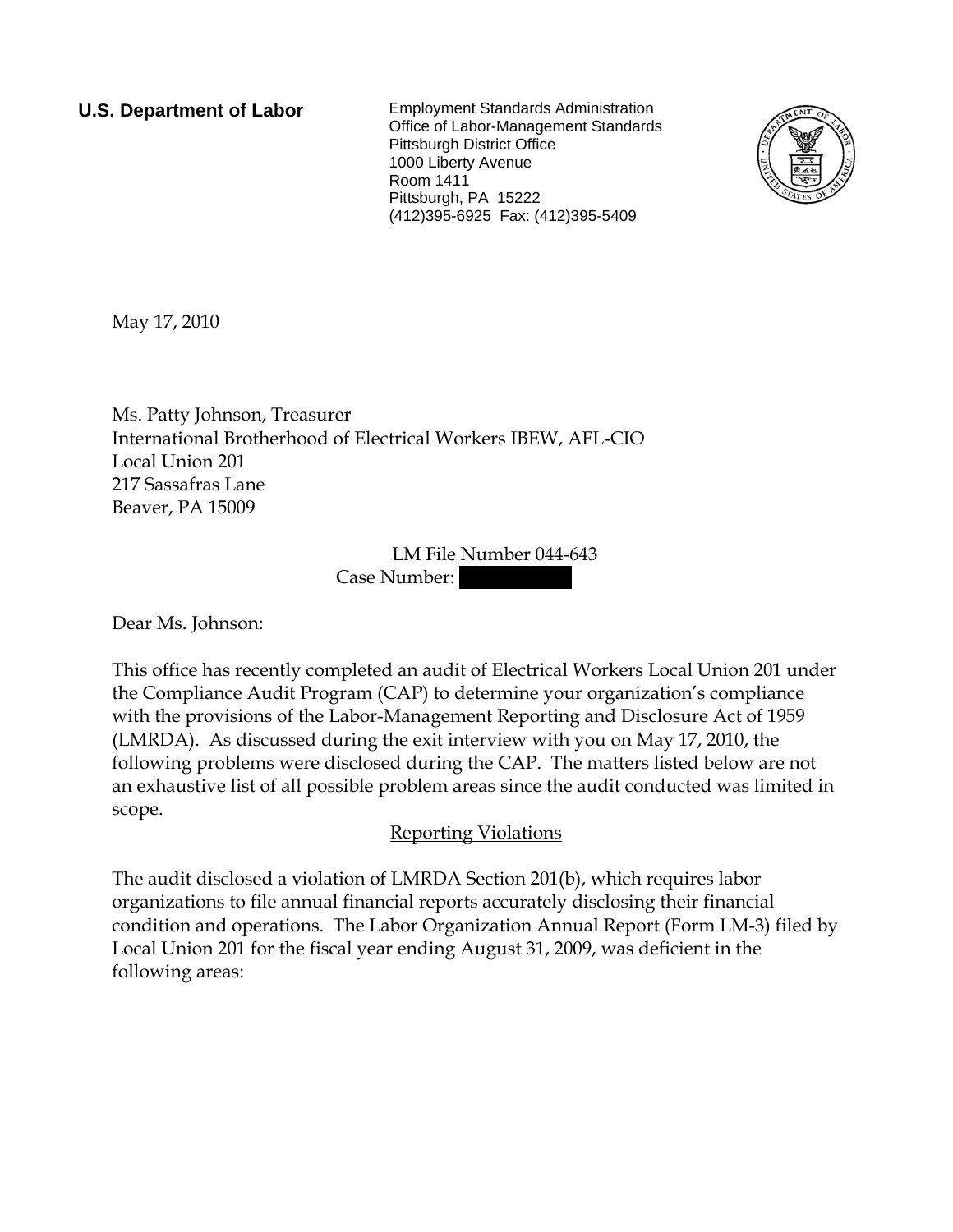**U.S. Department of Labor**

Employment Standards Administration
Office of Labor-Management Standards
Pittsburgh District Office
1000 Liberty Avenue
Room 1411
Pittsburgh, PA 15222
(412)395-6925 Fax: (412)395-5409

May 17, 2010

Ms. Patty Johnson, Treasurer
International Brotherhood of Electrical Workers IBEW, AFL-CIO
Local Union 201
217 Sassafras Lane
Beaver, PA 15009

LM File Number 044-643
Case Number: [REDACTED]

Dear Ms. Johnson:

This office has recently completed an audit of Electrical Workers Local Union 201 under the Compliance Audit Program (CAP) to determine your organization's compliance with the provisions of the Labor-Management Reporting and Disclosure Act of 1959 (LMRDA). As discussed during the exit interview with you on May 17, 2010, the following problems were disclosed during the CAP. The matters listed below are not an exhaustive list of all possible problem areas since the audit conducted was limited in scope.

## Reporting Violations

The audit disclosed a violation of LMRDA Section 201(b), which requires labor organizations to file annual financial reports accurately disclosing their financial condition and operations. The Labor Organization Annual Report (Form LM-3) filed by Local Union 201 for the fiscal year ending August 31, 2009, was deficient in the following areas: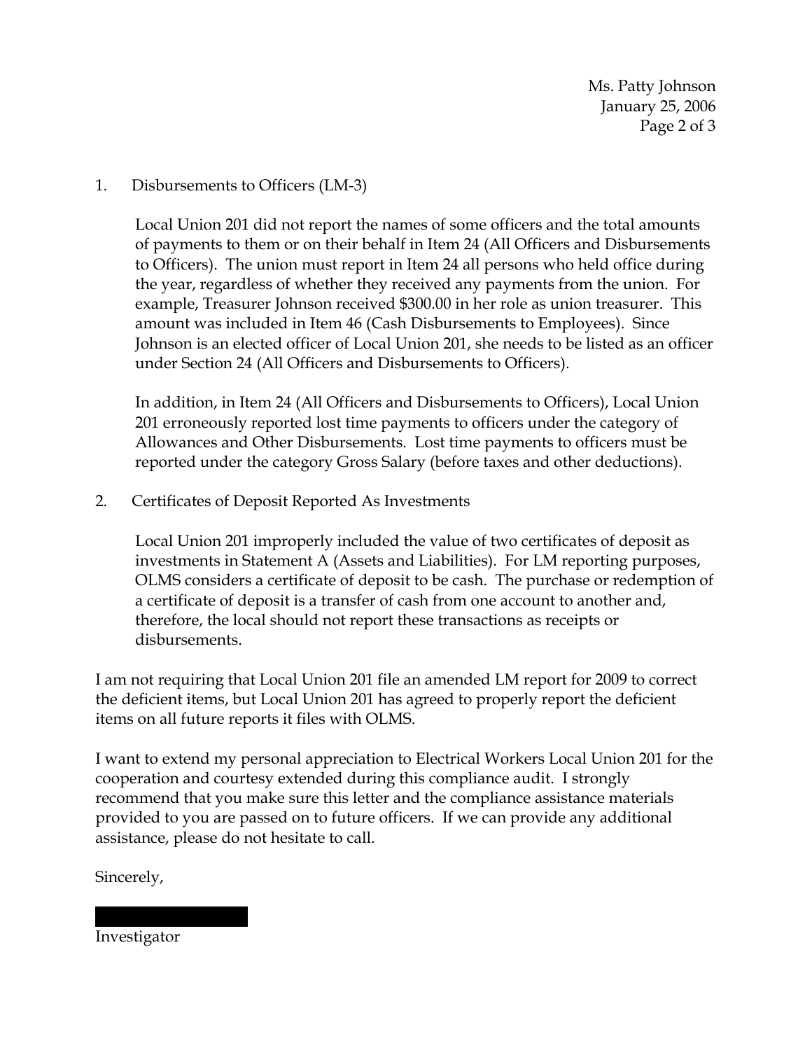1. Disbursements to Officers (LM-3)

   Local Union 201 did not report the names of some officers and the total amounts of payments to them or on their behalf in Item 24 (All Officers and Disbursements to Officers). The union must report in Item 24 all persons who held office during the year, regardless of whether they received any payments from the union. For example, Treasurer Johnson received $300.00 in her role as union treasurer. This amount was included in Item 46 (Cash Disbursements to Employees). Since Johnson is an elected officer of Local Union 201, she needs to be listed as an officer under Section 24 (All Officers and Disbursements to Officers).

   In addition, in Item 24 (All Officers and Disbursements to Officers), Local Union 201 erroneously reported lost time payments to officers under the category of Allowances and Other Disbursements. Lost time payments to officers must be reported under the category Gross Salary (before taxes and other deductions).

2. Certificates of Deposit Reported As Investments

   Local Union 201 improperly included the value of two certificates of deposit as investments in Statement A (Assets and Liabilities). For LM reporting purposes, OLMS considers a certificate of deposit to be cash. The purchase or redemption of a certificate of deposit is a transfer of cash from one account to another and, therefore, the local should not report these transactions as receipts or disbursements.

I am not requiring that Local Union 201 file an amended LM report for 2009 to correct the deficient items, but Local Union 201 has agreed to properly report the deficient items on all future reports it files with OLMS.

I want to extend my personal appreciation to Electrical Workers Local Union 201 for the cooperation and courtesy extended during this compliance audit. I strongly recommend that you make sure this letter and the compliance assistance materials provided to you are passed on to future officers. If we can provide any additional assistance, please do not hesitate to call.

Sincerely,

Investigator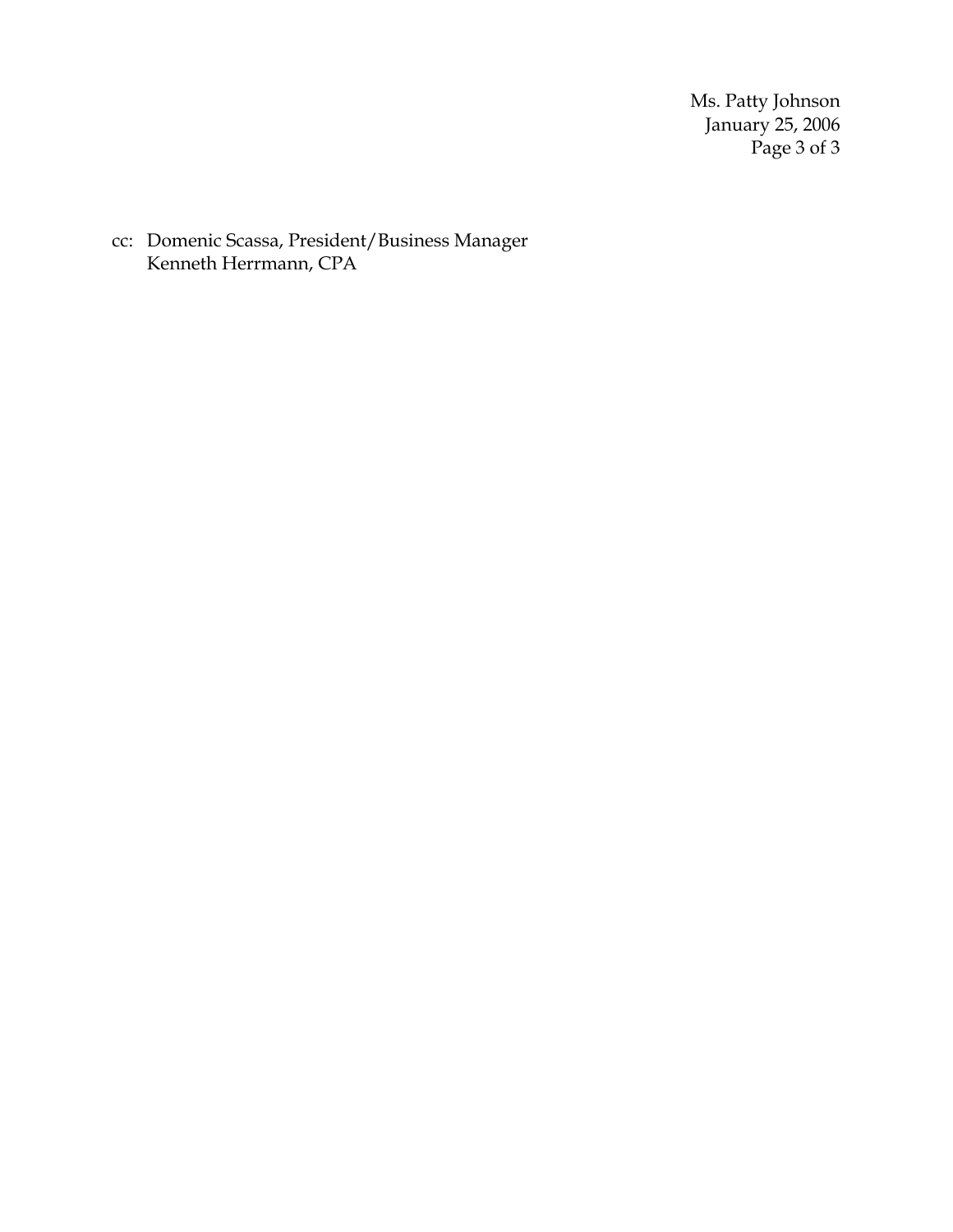cc: Domenic Scassa, President/Business Manager
Kenneth Herrmann, CPA